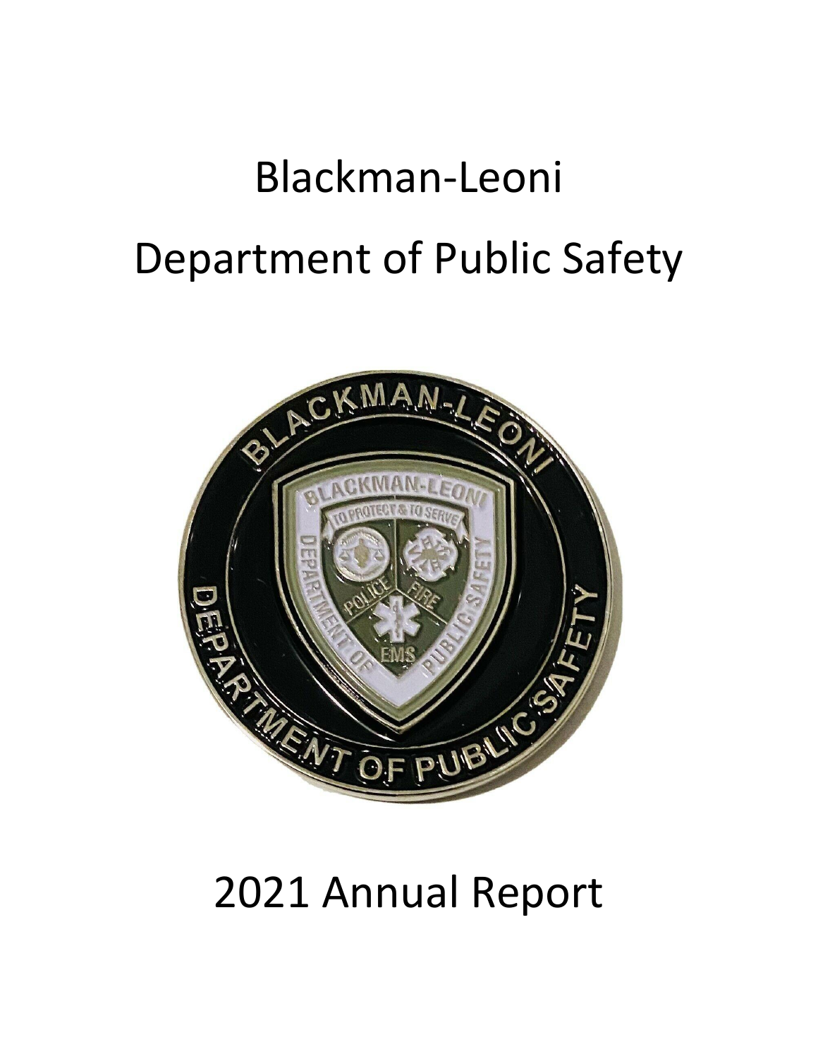# Blackman-Leoni

# Department of Public Safety

# 2021 Annual Report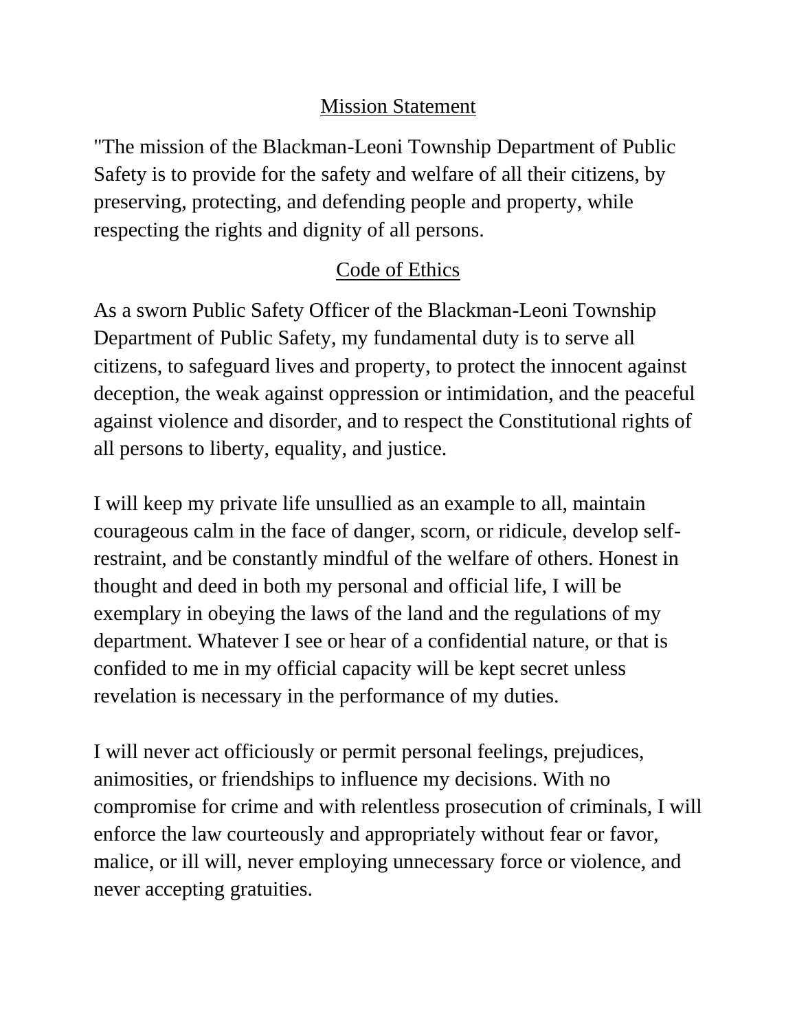## Mission Statement

"The mission of the Blackman-Leoni Township Department of Public Safety is to provide for the safety and welfare of all their citizens, by preserving, protecting, and defending people and property, while respecting the rights and dignity of all persons.

## Code of Ethics

As a sworn Public Safety Officer of the Blackman-Leoni Township Department of Public Safety, my fundamental duty is to serve all citizens, to safeguard lives and property, to protect the innocent against deception, the weak against oppression or intimidation, and the peaceful against violence and disorder, and to respect the Constitutional rights of all persons to liberty, equality, and justice.

I will keep my private life unsullied as an example to all, maintain courageous calm in the face of danger, scorn, or ridicule, develop self-restraint, and be constantly mindful of the welfare of others. Honest in thought and deed in both my personal and official life, I will be exemplary in obeying the laws of the land and the regulations of my department. Whatever I see or hear of a confidential nature, or that is confided to me in my official capacity will be kept secret unless revelation is necessary in the performance of my duties.

I will never act officiously or permit personal feelings, prejudices, animosities, or friendships to influence my decisions. With no compromise for crime and with relentless prosecution of criminals, I will enforce the law courteously and appropriately without fear or favor, malice, or ill will, never employing unnecessary force or violence, and never accepting gratuities.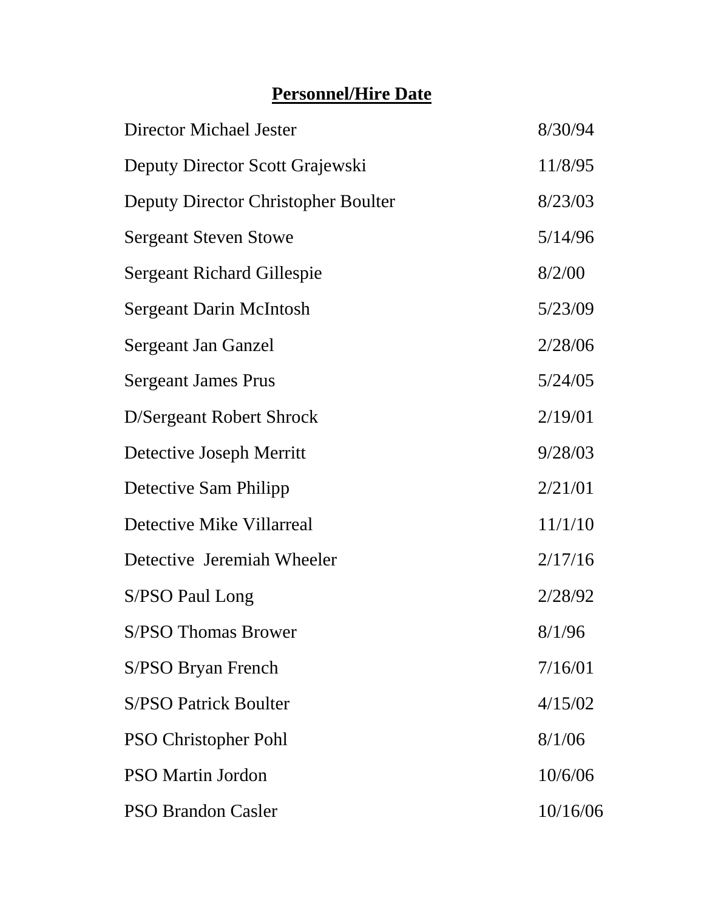**Personnel/Hire Date**

| | |
|---|---|
| Director Michael Jester | 8/30/94 |
| Deputy Director Scott Grajewski | 11/8/95 |
| Deputy Director Christopher Boulter | 8/23/03 |
| Sergeant Steven Stowe | 5/14/96 |
| Sergeant Richard Gillespie | 8/2/00 |
| Sergeant Darin McIntosh | 5/23/09 |
| Sergeant Jan Ganzel | 2/28/06 |
| Sergeant James Prus | 5/24/05 |
| D/Sergeant Robert Shrock | 2/19/01 |
| Detective Joseph Merritt | 9/28/03 |
| Detective Sam Philipp | 2/21/01 |
| Detective Mike Villarreal | 11/1/10 |
| Detective Jeremiah Wheeler | 2/17/16 |
| S/PSO Paul Long | 2/28/92 |
| S/PSO Thomas Brower | 8/1/96 |
| S/PSO Bryan French | 7/16/01 |
| S/PSO Patrick Boulter | 4/15/02 |
| PSO Christopher Pohl | 8/1/06 |
| PSO Martin Jordon | 10/6/06 |
| PSO Brandon Casler | 10/16/06 |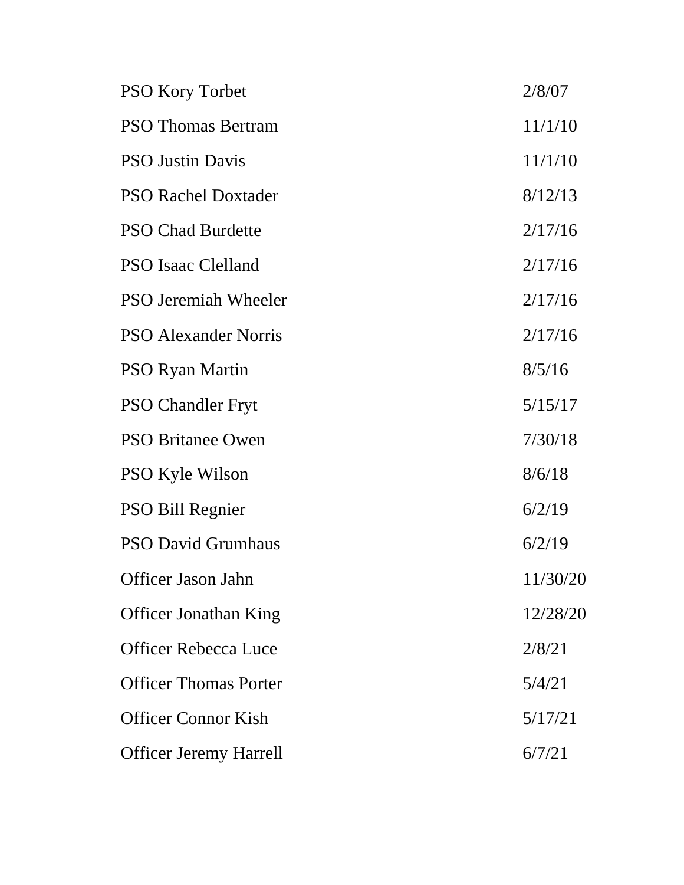| | |
|---|---|
| PSO Kory Torbet | 2/8/07 |
| PSO Thomas Bertram | 11/1/10 |
| PSO Justin Davis | 11/1/10 |
| PSO Rachel Doxtader | 8/12/13 |
| PSO Chad Burdette | 2/17/16 |
| PSO Isaac Clelland | 2/17/16 |
| PSO Jeremiah Wheeler | 2/17/16 |
| PSO Alexander Norris | 2/17/16 |
| PSO Ryan Martin | 8/5/16 |
| PSO Chandler Fryt | 5/15/17 |
| PSO Britanee Owen | 7/30/18 |
| PSO Kyle Wilson | 8/6/18 |
| PSO Bill Regnier | 6/2/19 |
| PSO David Grumhaus | 6/2/19 |
| Officer Jason Jahn | 11/30/20 |
| Officer Jonathan King | 12/28/20 |
| Officer Rebecca Luce | 2/8/21 |
| Officer Thomas Porter | 5/4/21 |
| Officer Connor Kish | 5/17/21 |
| Officer Jeremy Harrell | 6/7/21 |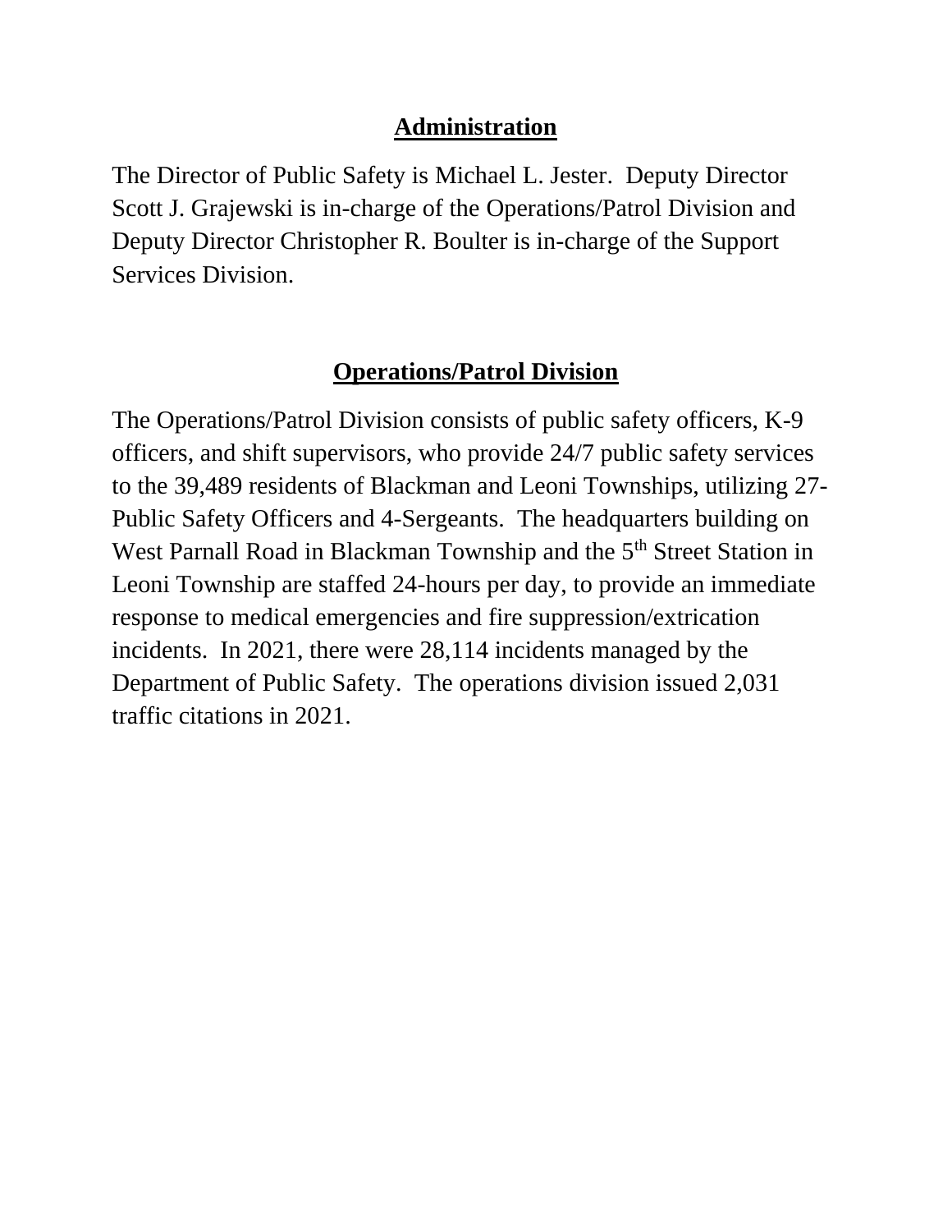## Administration

The Director of Public Safety is Michael L. Jester. Deputy Director Scott J. Grajewski is in-charge of the Operations/Patrol Division and Deputy Director Christopher R. Boulter is in-charge of the Support Services Division.

## Operations/Patrol Division

The Operations/Patrol Division consists of public safety officers, K-9 officers, and shift supervisors, who provide 24/7 public safety services to the 39,489 residents of Blackman and Leoni Townships, utilizing 27-Public Safety Officers and 4-Sergeants. The headquarters building on West Parnall Road in Blackman Township and the 5th Street Station in Leoni Township are staffed 24-hours per day, to provide an immediate response to medical emergencies and fire suppression/extrication incidents. In 2021, there were 28,114 incidents managed by the Department of Public Safety. The operations division issued 2,031 traffic citations in 2021.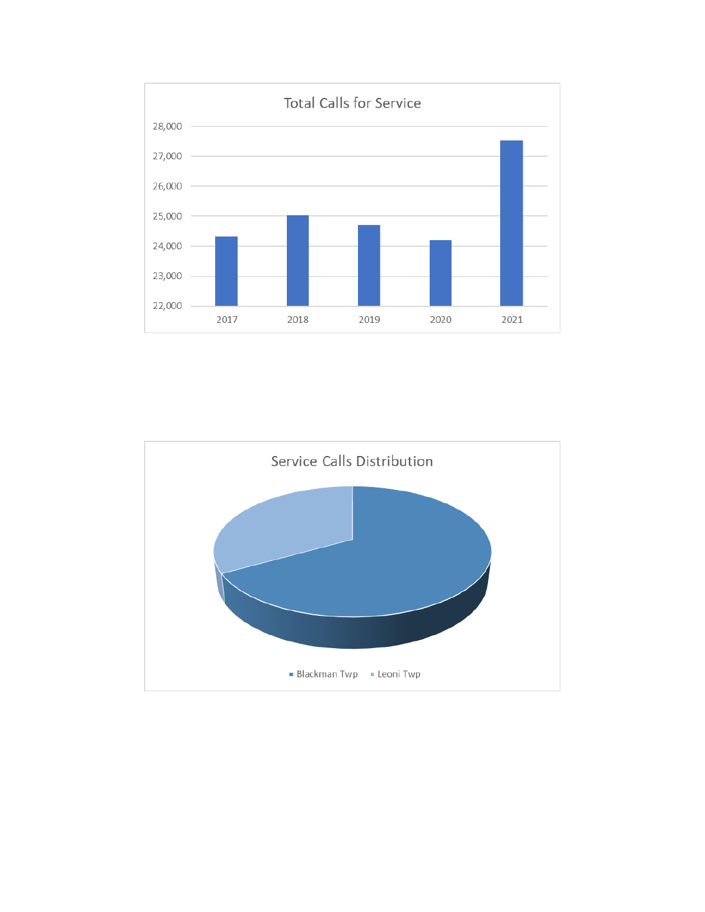Total Calls for Service

Service Calls Distribution

Blackman Twp Leoni Twp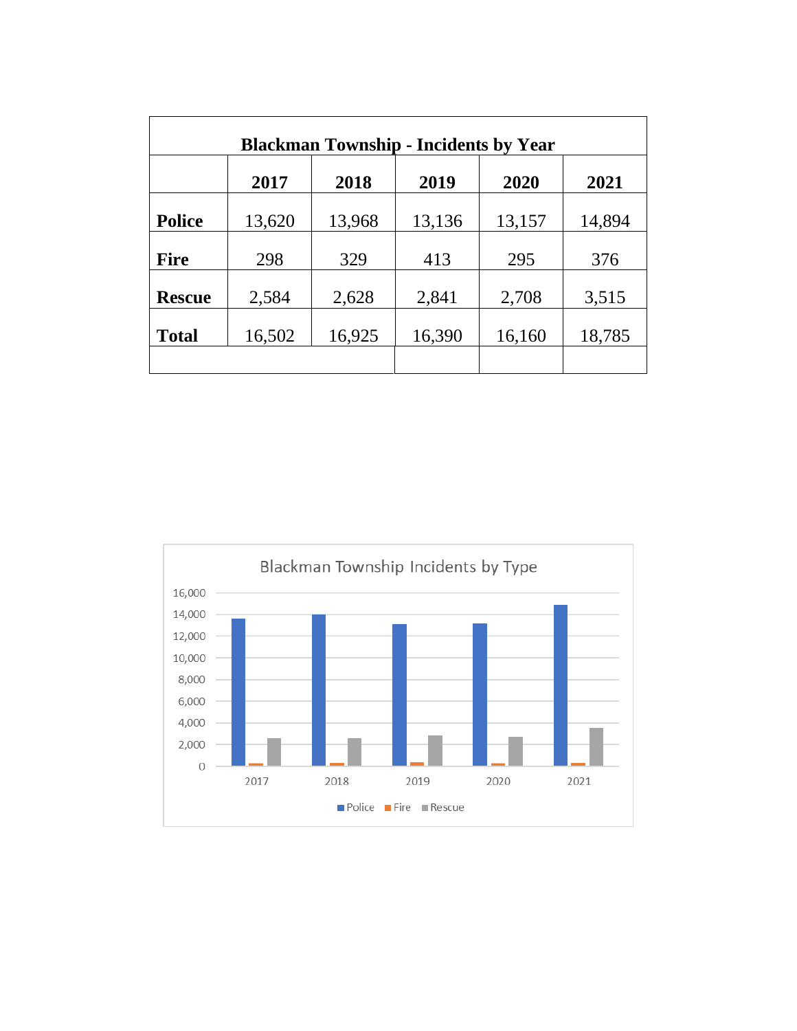**Blackman Township - Incidents by Year**

| | 2017 | 2018 | 2019 | 2020 | 2021 |
|---|---|---|---|---|---|
| **Police** | 13,620 | 13,968 | 13,136 | 13,157 | 14,894 |
| **Fire** | 298 | 329 | 413 | 295 | 376 |
| **Rescue** | 2,584 | 2,628 | 2,841 | 2,708 | 3,515 |
| **Total** | 16,502 | 16,925 | 16,390 | 16,160 | 18,785 |

Blackman Township Incidents by Type

| Year | Police | Fire | Rescue |
|---|---|---|---|
| 2017 | 13,620 | 298 | 2,584 |
| 2018 | 13,968 | 329 | 2,628 |
| 2019 | 13,136 | 413 | 2,841 |
| 2020 | 13,157 | 295 | 2,708 |
| 2021 | 14,894 | 376 | 3,515 |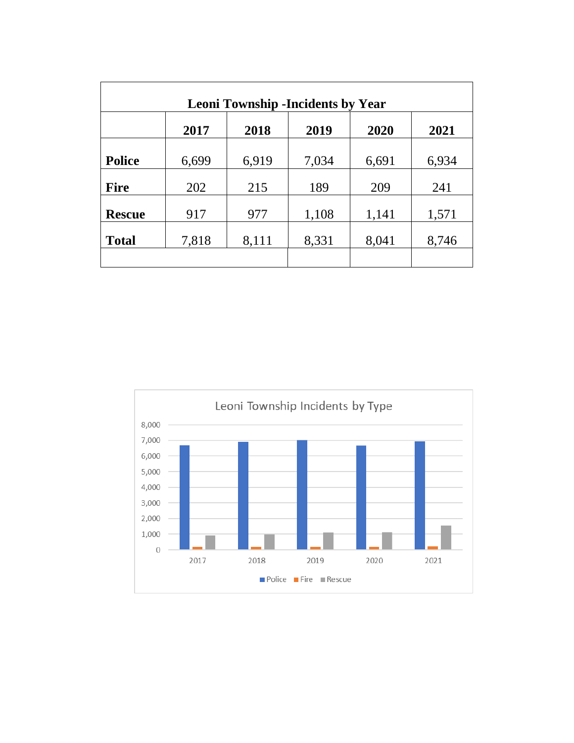| Leoni Township -Incidents by Year | | | | | |
|---|---|---|---|---|---|
| | **2017** | **2018** | **2019** | **2020** | **2021** |
| **Police** | 6,699 | 6,919 | 7,034 | 6,691 | 6,934 |
| **Fire** | 202 | 215 | 189 | 209 | 241 |
| **Rescue** | 917 | 977 | 1,108 | 1,141 | 1,571 |
| **Total** | 7,818 | 8,111 | 8,331 | 8,041 | 8,746 |

Leoni Township Incidents by Type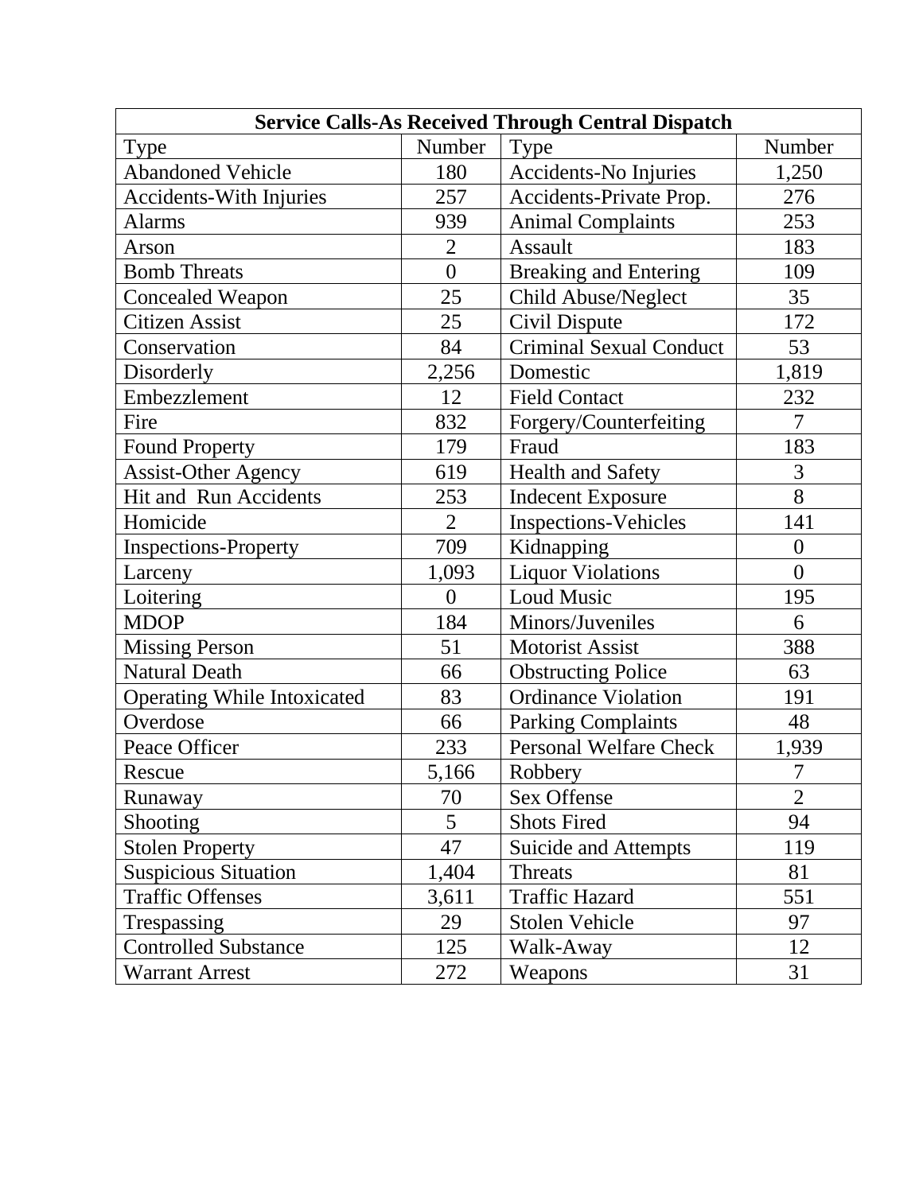| Service Calls-As Received Through Central Dispatch | | | |
|---|---|---|---|
| Type | Number | Type | Number |
| Abandoned Vehicle | 180 | Accidents-No Injuries | 1,250 |
| Accidents-With Injuries | 257 | Accidents-Private Prop. | 276 |
| Alarms | 939 | Animal Complaints | 253 |
| Arson | 2 | Assault | 183 |
| Bomb Threats | 0 | Breaking and Entering | 109 |
| Concealed Weapon | 25 | Child Abuse/Neglect | 35 |
| Citizen Assist | 25 | Civil Dispute | 172 |
| Conservation | 84 | Criminal Sexual Conduct | 53 |
| Disorderly | 2,256 | Domestic | 1,819 |
| Embezzlement | 12 | Field Contact | 232 |
| Fire | 832 | Forgery/Counterfeiting | 7 |
| Found Property | 179 | Fraud | 183 |
| Assist-Other Agency | 619 | Health and Safety | 3 |
| Hit and Run Accidents | 253 | Indecent Exposure | 8 |
| Homicide | 2 | Inspections-Vehicles | 141 |
| Inspections-Property | 709 | Kidnapping | 0 |
| Larceny | 1,093 | Liquor Violations | 0 |
| Loitering | 0 | Loud Music | 195 |
| MDOP | 184 | Minors/Juveniles | 6 |
| Missing Person | 51 | Motorist Assist | 388 |
| Natural Death | 66 | Obstructing Police | 63 |
| Operating While Intoxicated | 83 | Ordinance Violation | 191 |
| Overdose | 66 | Parking Complaints | 48 |
| Peace Officer | 233 | Personal Welfare Check | 1,939 |
| Rescue | 5,166 | Robbery | 7 |
| Runaway | 70 | Sex Offense | 2 |
| Shooting | 5 | Shots Fired | 94 |
| Stolen Property | 47 | Suicide and Attempts | 119 |
| Suspicious Situation | 1,404 | Threats | 81 |
| Traffic Offenses | 3,611 | Traffic Hazard | 551 |
| Trespassing | 29 | Stolen Vehicle | 97 |
| Controlled Substance | 125 | Walk-Away | 12 |
| Warrant Arrest | 272 | Weapons | 31 |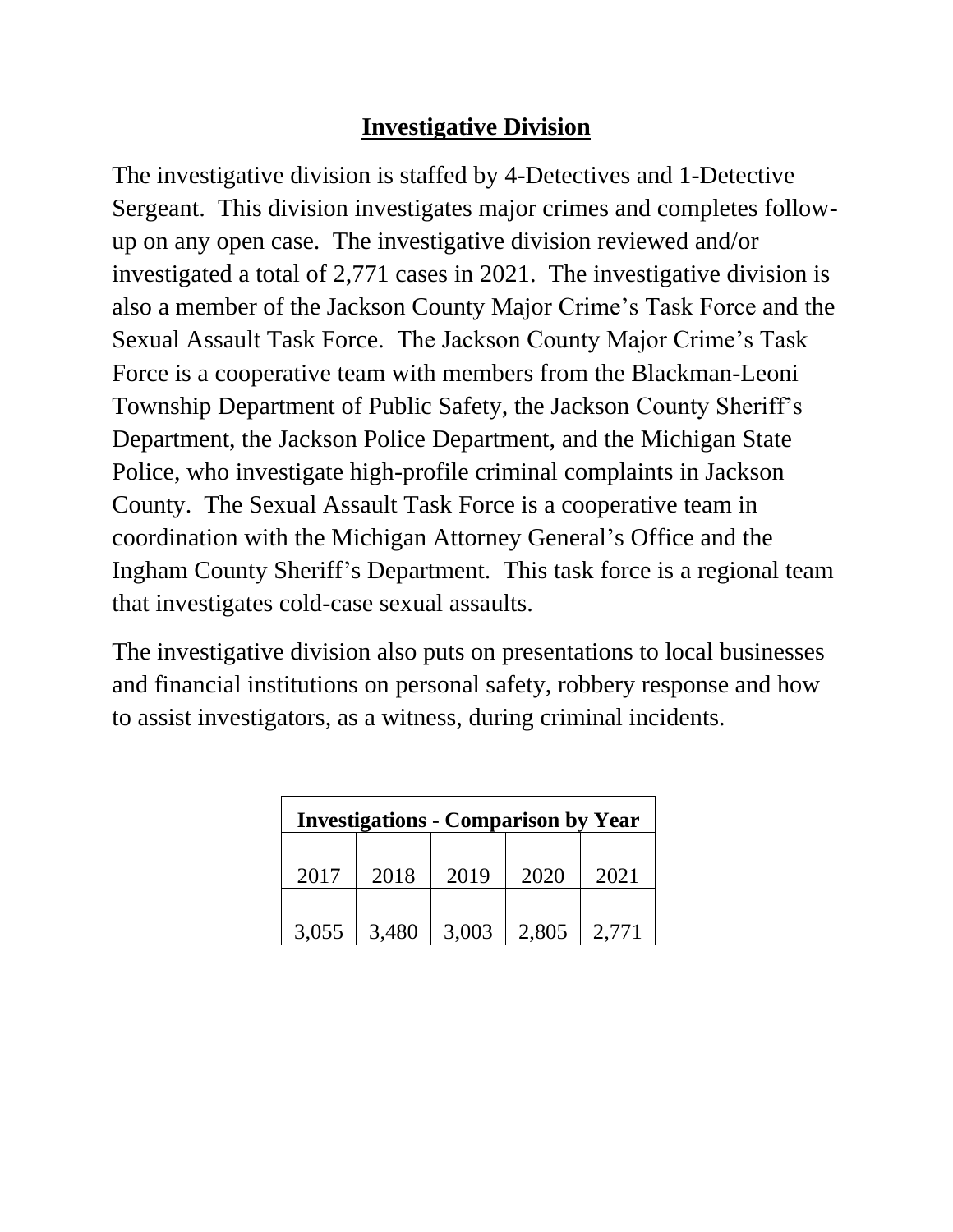## Investigative Division

The investigative division is staffed by 4-Detectives and 1-Detective Sergeant. This division investigates major crimes and completes follow-up on any open case. The investigative division reviewed and/or investigated a total of 2,771 cases in 2021. The investigative division is also a member of the Jackson County Major Crime's Task Force and the Sexual Assault Task Force. The Jackson County Major Crime's Task Force is a cooperative team with members from the Blackman-Leoni Township Department of Public Safety, the Jackson County Sheriff's Department, the Jackson Police Department, and the Michigan State Police, who investigate high-profile criminal complaints in Jackson County. The Sexual Assault Task Force is a cooperative team in coordination with the Michigan Attorney General's Office and the Ingham County Sheriff's Department. This task force is a regional team that investigates cold-case sexual assaults.

The investigative division also puts on presentations to local businesses and financial institutions on personal safety, robbery response and how to assist investigators, as a witness, during criminal incidents.

| **Investigations - Comparison by Year** | | | | |
|---|---|---|---|---|
| 2017 | 2018 | 2019 | 2020 | 2021 |
| 3,055 | 3,480 | 3,003 | 2,805 | 2,771 |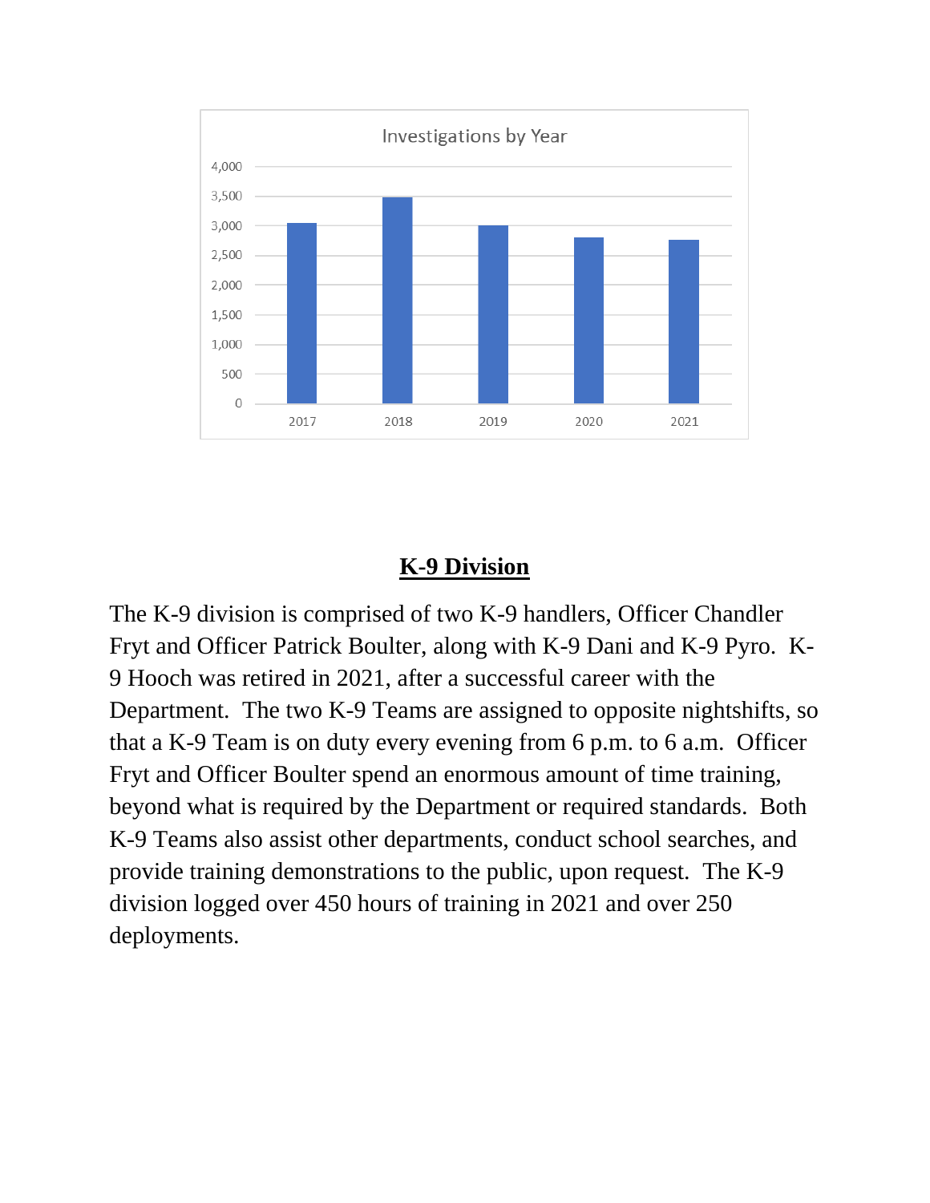Investigations by Year

| Year | Investigations |
|---|---|
| 2017 | ~3,050 |
| 2018 | ~3,480 |
| 2019 | ~3,000 |
| 2020 | ~2,800 |
| 2021 | ~2,760 |

## K-9 Division

The K-9 division is comprised of two K-9 handlers, Officer Chandler Fryt and Officer Patrick Boulter, along with K-9 Dani and K-9 Pyro. K-9 Hooch was retired in 2021, after a successful career with the Department. The two K-9 Teams are assigned to opposite nightshifts, so that a K-9 Team is on duty every evening from 6 p.m. to 6 a.m. Officer Fryt and Officer Boulter spend an enormous amount of time training, beyond what is required by the Department or required standards. Both K-9 Teams also assist other departments, conduct school searches, and provide training demonstrations to the public, upon request. The K-9 division logged over 450 hours of training in 2021 and over 250 deployments.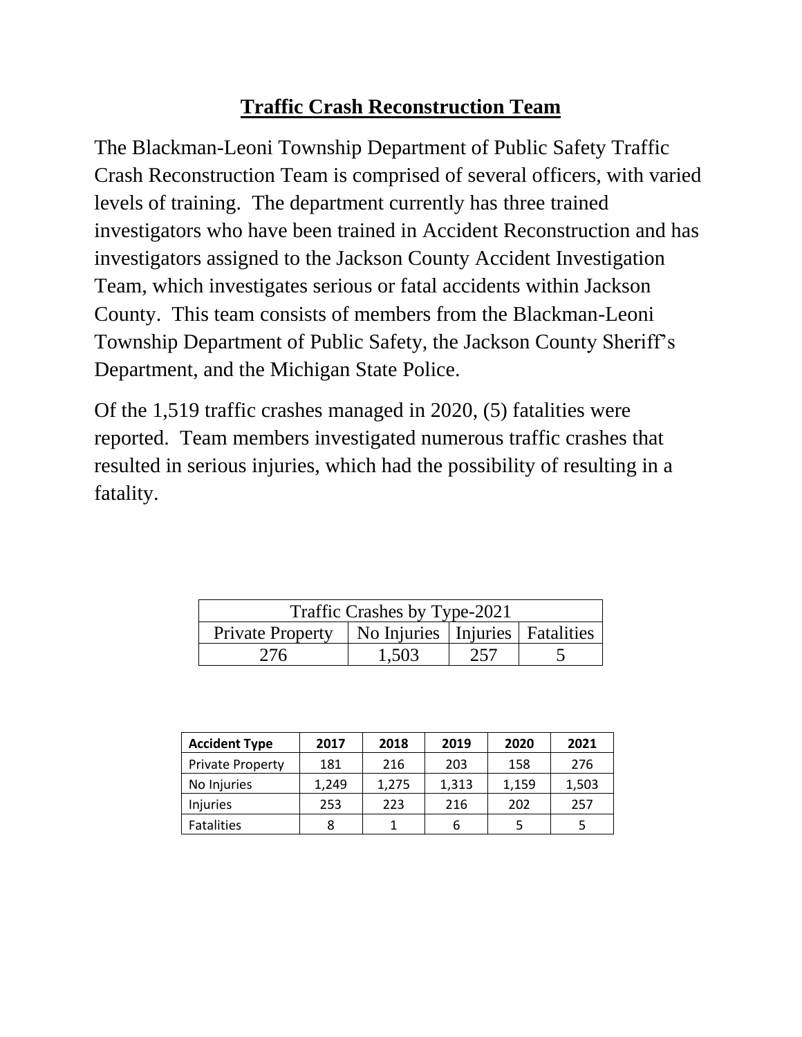# Traffic Crash Reconstruction Team

The Blackman-Leoni Township Department of Public Safety Traffic Crash Reconstruction Team is comprised of several officers, with varied levels of training. The department currently has three trained investigators who have been trained in Accident Reconstruction and has investigators assigned to the Jackson County Accident Investigation Team, which investigates serious or fatal accidents within Jackson County. This team consists of members from the Blackman-Leoni Township Department of Public Safety, the Jackson County Sheriff's Department, and the Michigan State Police.

Of the 1,519 traffic crashes managed in 2020, (5) fatalities were reported. Team members investigated numerous traffic crashes that resulted in serious injuries, which had the possibility of resulting in a fatality.

| Traffic Crashes by Type-2021 | | | |
|---|---|---|---|
| Private Property | No Injuries | Injuries | Fatalities |
| 276 | 1,503 | 257 | 5 |

| Accident Type | 2017 | 2018 | 2019 | 2020 | 2021 |
|---|---|---|---|---|---|
| Private Property | 181 | 216 | 203 | 158 | 276 |
| No Injuries | 1,249 | 1,275 | 1,313 | 1,159 | 1,503 |
| Injuries | 253 | 223 | 216 | 202 | 257 |
| Fatalities | 8 | 1 | 6 | 5 | 5 |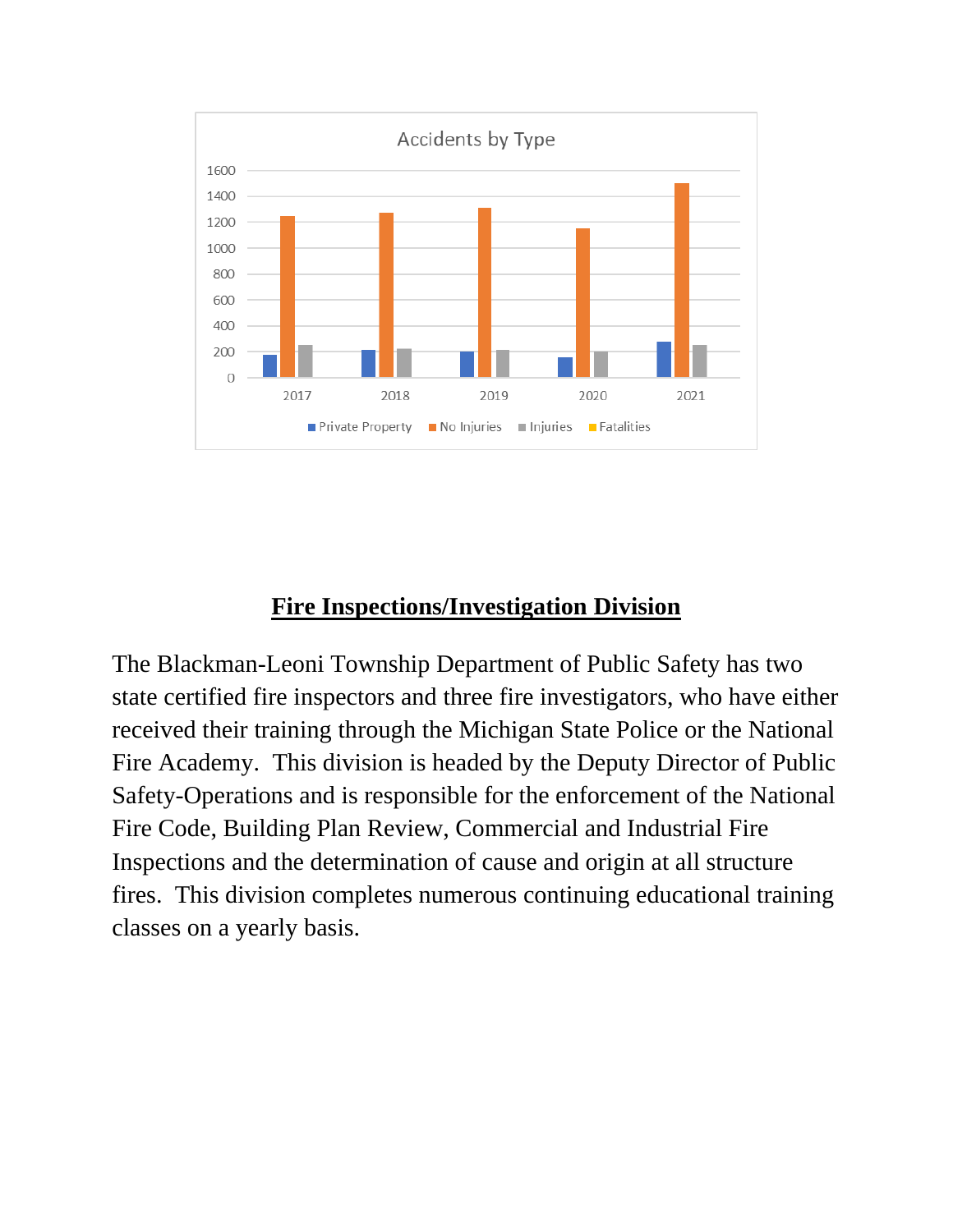## Fire Inspections/Investigation Division

The Blackman-Leoni Township Department of Public Safety has two state certified fire inspectors and three fire investigators, who have either received their training through the Michigan State Police or the National Fire Academy. This division is headed by the Deputy Director of Public Safety-Operations and is responsible for the enforcement of the National Fire Code, Building Plan Review, Commercial and Industrial Fire Inspections and the determination of cause and origin at all structure fires. This division completes numerous continuing educational training classes on a yearly basis.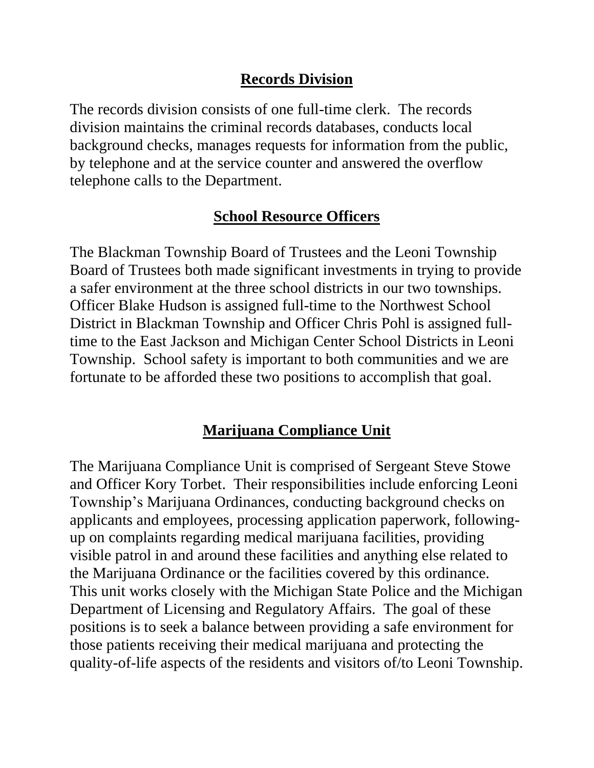## Records Division

The records division consists of one full-time clerk. The records division maintains the criminal records databases, conducts local background checks, manages requests for information from the public, by telephone and at the service counter and answered the overflow telephone calls to the Department.

## School Resource Officers

The Blackman Township Board of Trustees and the Leoni Township Board of Trustees both made significant investments in trying to provide a safer environment at the three school districts in our two townships. Officer Blake Hudson is assigned full-time to the Northwest School District in Blackman Township and Officer Chris Pohl is assigned full-time to the East Jackson and Michigan Center School Districts in Leoni Township. School safety is important to both communities and we are fortunate to be afforded these two positions to accomplish that goal.

## Marijuana Compliance Unit

The Marijuana Compliance Unit is comprised of Sergeant Steve Stowe and Officer Kory Torbet. Their responsibilities include enforcing Leoni Township's Marijuana Ordinances, conducting background checks on applicants and employees, processing application paperwork, following-up on complaints regarding medical marijuana facilities, providing visible patrol in and around these facilities and anything else related to the Marijuana Ordinance or the facilities covered by this ordinance. This unit works closely with the Michigan State Police and the Michigan Department of Licensing and Regulatory Affairs. The goal of these positions is to seek a balance between providing a safe environment for those patients receiving their medical marijuana and protecting the quality-of-life aspects of the residents and visitors of/to Leoni Township.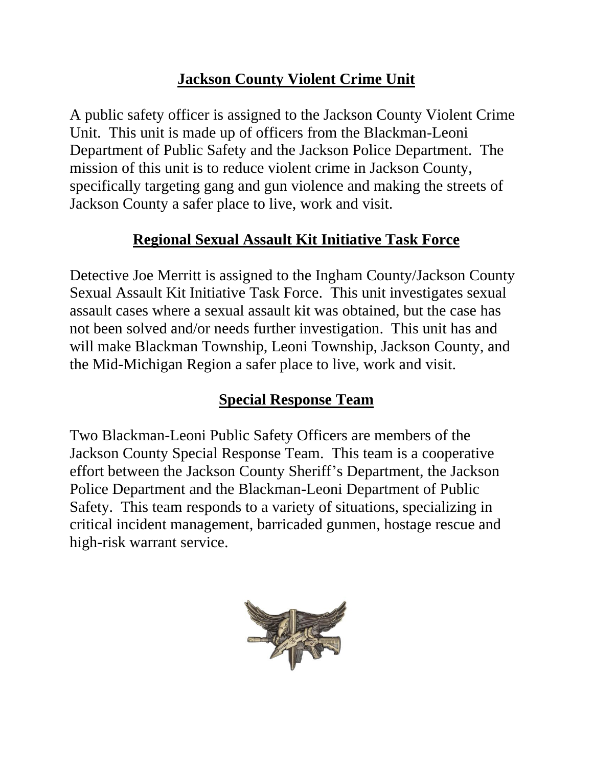## Jackson County Violent Crime Unit

A public safety officer is assigned to the Jackson County Violent Crime Unit. This unit is made up of officers from the Blackman-Leoni Department of Public Safety and the Jackson Police Department. The mission of this unit is to reduce violent crime in Jackson County, specifically targeting gang and gun violence and making the streets of Jackson County a safer place to live, work and visit.

## Regional Sexual Assault Kit Initiative Task Force

Detective Joe Merritt is assigned to the Ingham County/Jackson County Sexual Assault Kit Initiative Task Force. This unit investigates sexual assault cases where a sexual assault kit was obtained, but the case has not been solved and/or needs further investigation. This unit has and will make Blackman Township, Leoni Township, Jackson County, and the Mid-Michigan Region a safer place to live, work and visit.

## Special Response Team

Two Blackman-Leoni Public Safety Officers are members of the Jackson County Special Response Team. This team is a cooperative effort between the Jackson County Sheriff's Department, the Jackson Police Department and the Blackman-Leoni Department of Public Safety. This team responds to a variety of situations, specializing in critical incident management, barricaded gunmen, hostage rescue and high-risk warrant service.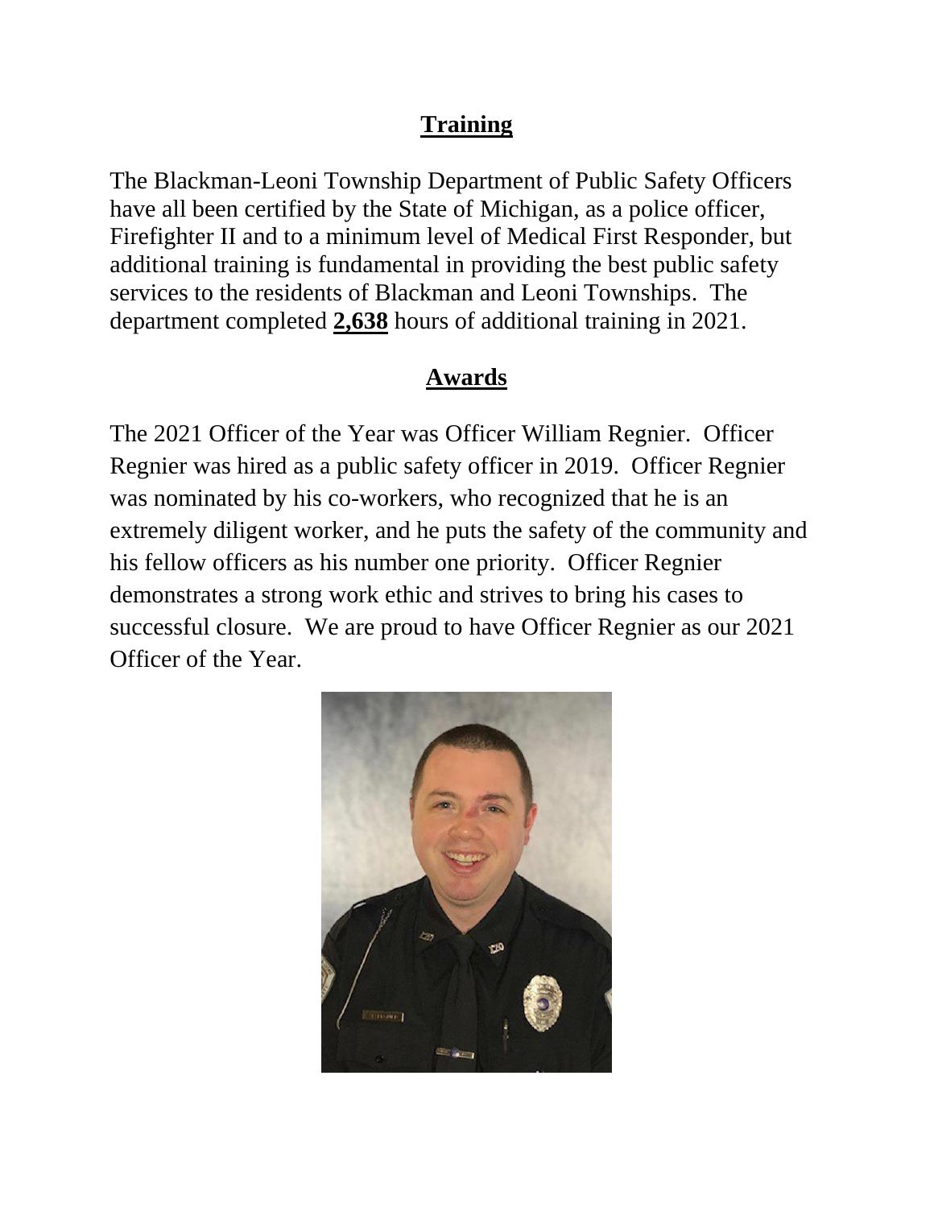## Training

The Blackman-Leoni Township Department of Public Safety Officers have all been certified by the State of Michigan, as a police officer, Firefighter II and to a minimum level of Medical First Responder, but additional training is fundamental in providing the best public safety services to the residents of Blackman and Leoni Townships. The department completed **2,638** hours of additional training in 2021.

## Awards

The 2021 Officer of the Year was Officer William Regnier. Officer Regnier was hired as a public safety officer in 2019. Officer Regnier was nominated by his co-workers, who recognized that he is an extremely diligent worker, and he puts the safety of the community and his fellow officers as his number one priority. Officer Regnier demonstrates a strong work ethic and strives to bring his cases to successful closure. We are proud to have Officer Regnier as our 2021 Officer of the Year.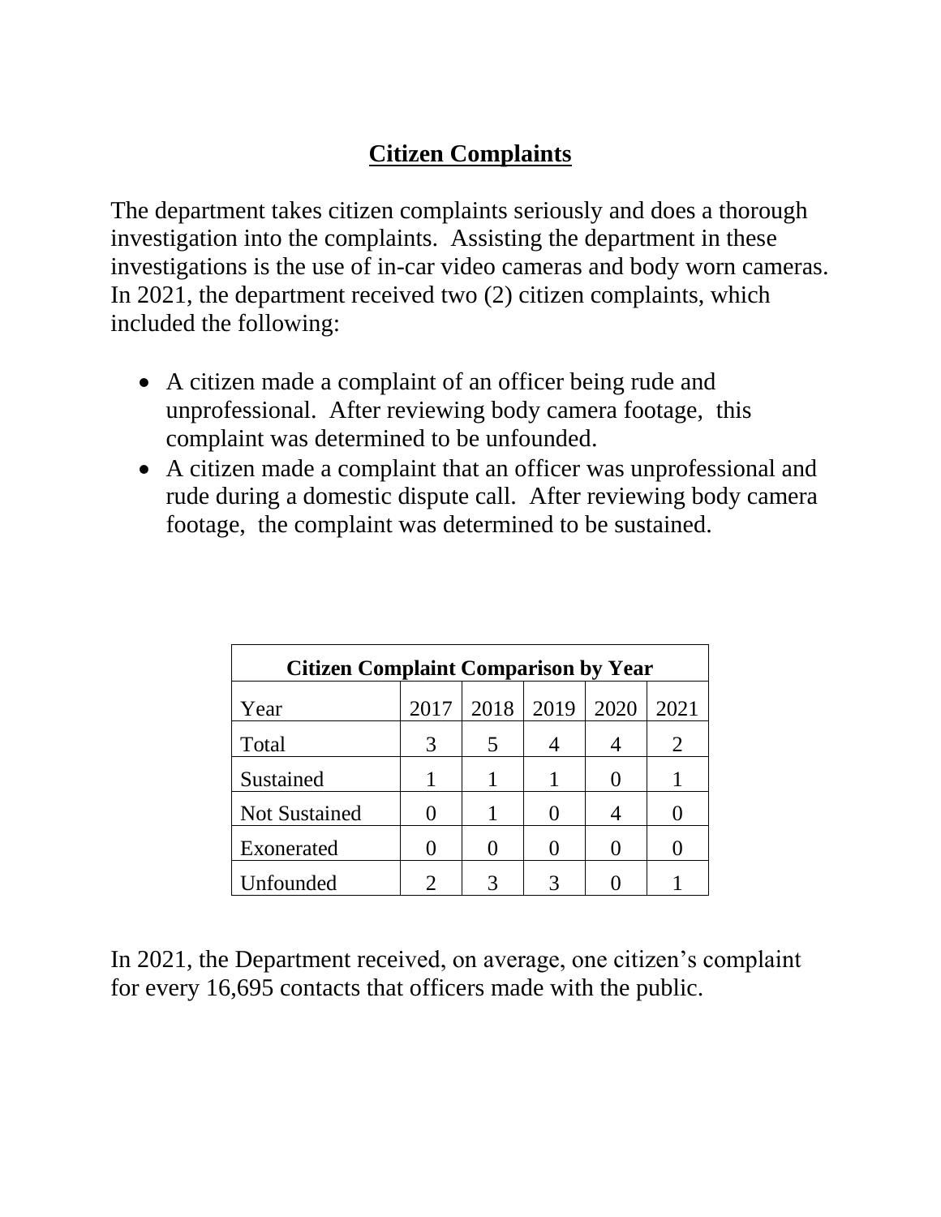## Citizen Complaints

The department takes citizen complaints seriously and does a thorough investigation into the complaints. Assisting the department in these investigations is the use of in-car video cameras and body worn cameras. In 2021, the department received two (2) citizen complaints, which included the following:

- A citizen made a complaint of an officer being rude and unprofessional. After reviewing body camera footage, this complaint was determined to be unfounded.
- A citizen made a complaint that an officer was unprofessional and rude during a domestic dispute call. After reviewing body camera footage, the complaint was determined to be sustained.

**Citizen Complaint Comparison by Year**

| Year | 2017 | 2018 | 2019 | 2020 | 2021 |
|---|---|---|---|---|---|
| Total | 3 | 5 | 4 | 4 | 2 |
| Sustained | 1 | 1 | 1 | 0 | 1 |
| Not Sustained | 0 | 1 | 0 | 4 | 0 |
| Exonerated | 0 | 0 | 0 | 0 | 0 |
| Unfounded | 2 | 3 | 3 | 0 | 1 |

In 2021, the Department received, on average, one citizen's complaint for every 16,695 contacts that officers made with the public.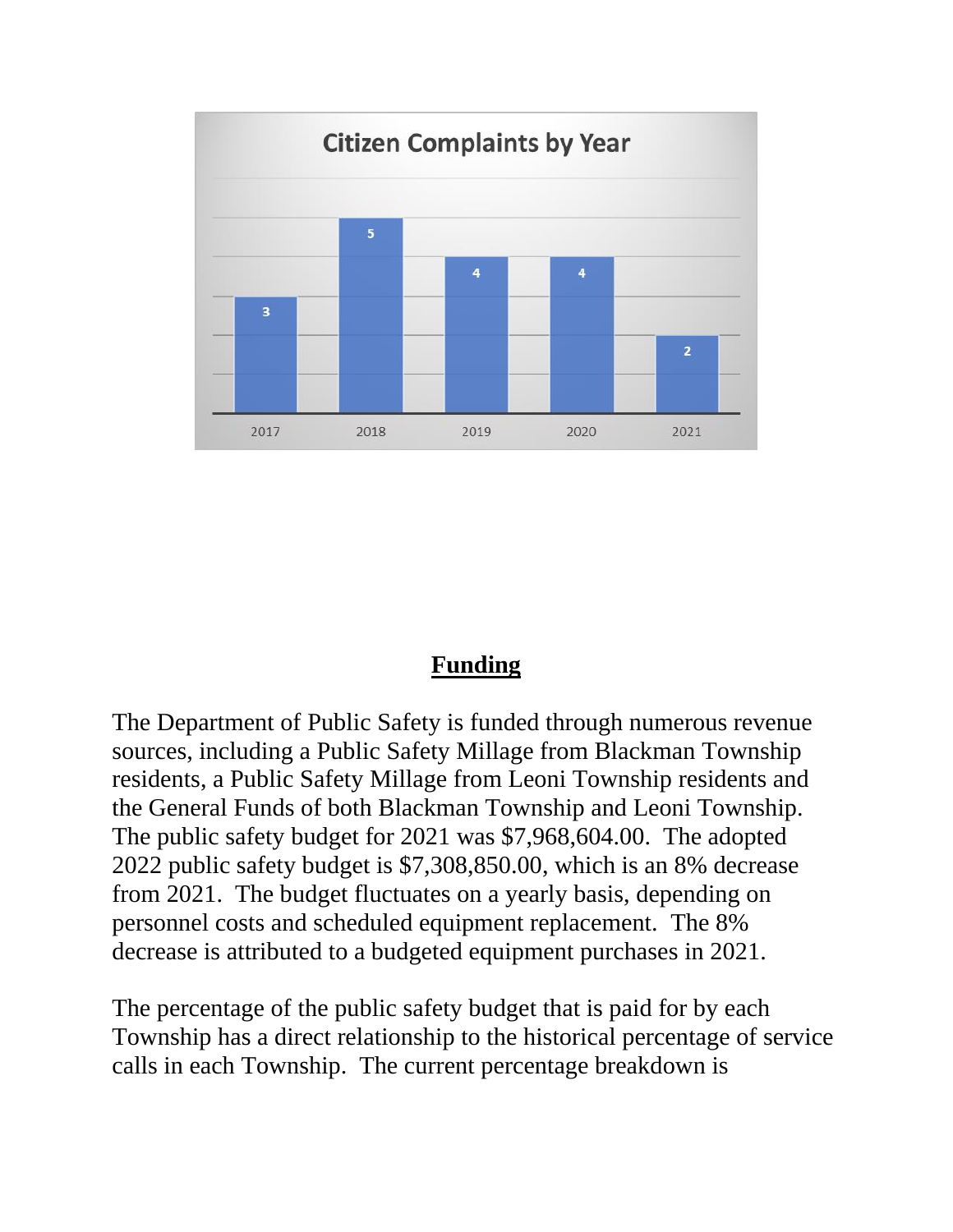**Citizen Complaints by Year**

| Year | Complaints |
|---|---|
| 2017 | 3 |
| 2018 | 5 |
| 2019 | 4 |
| 2020 | 4 |
| 2021 | 2 |

## Funding

The Department of Public Safety is funded through numerous revenue sources, including a Public Safety Millage from Blackman Township residents, a Public Safety Millage from Leoni Township residents and the General Funds of both Blackman Township and Leoni Township. The public safety budget for 2021 was $7,968,604.00. The adopted 2022 public safety budget is $7,308,850.00, which is an 8% decrease from 2021. The budget fluctuates on a yearly basis, depending on personnel costs and scheduled equipment replacement. The 8% decrease is attributed to a budgeted equipment purchases in 2021.

The percentage of the public safety budget that is paid for by each Township has a direct relationship to the historical percentage of service calls in each Township. The current percentage breakdown is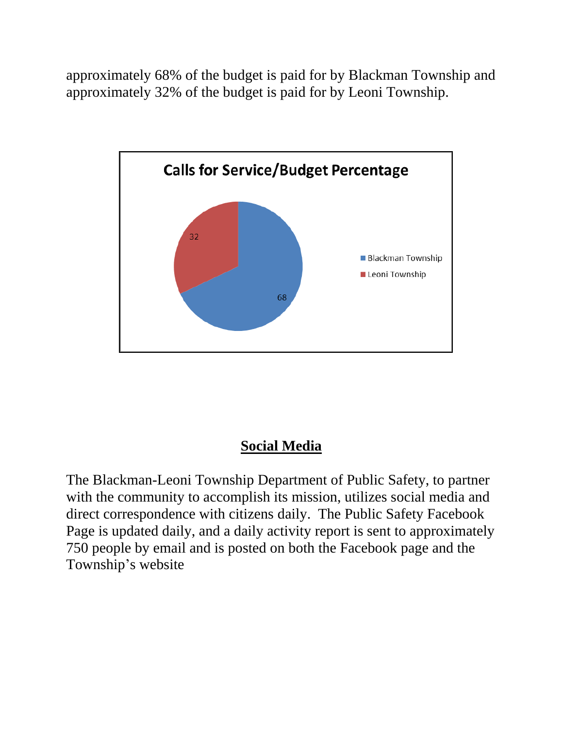approximately 68% of the budget is paid for by Blackman Township and approximately 32% of the budget is paid for by Leoni Township.

**Calls for Service/Budget Percentage**

| Township | Percentage |
| --- | --- |
| Blackman Township | 68 |
| Leoni Township | 32 |

## Social Media

The Blackman-Leoni Township Department of Public Safety, to partner with the community to accomplish its mission, utilizes social media and direct correspondence with citizens daily. The Public Safety Facebook Page is updated daily, and a daily activity report is sent to approximately 750 people by email and is posted on both the Facebook page and the Township's website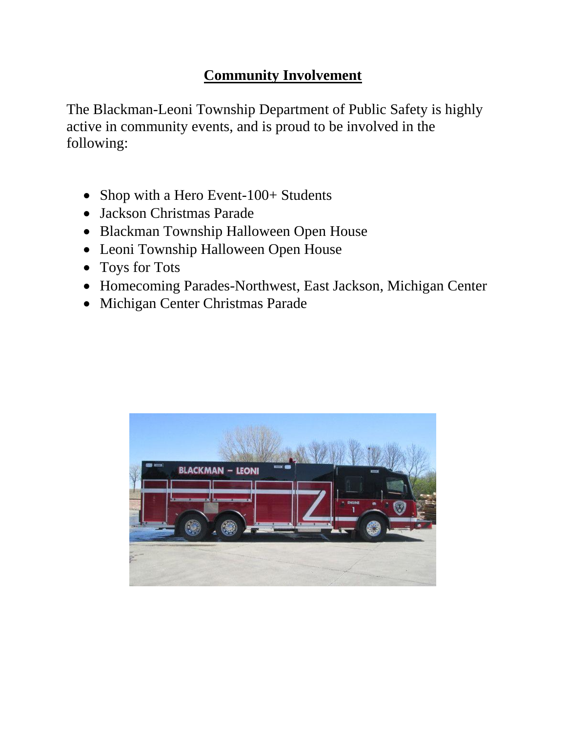## Community Involvement

The Blackman-Leoni Township Department of Public Safety is highly active in community events, and is proud to be involved in the following:

- Shop with a Hero Event-100+ Students
- Jackson Christmas Parade
- Blackman Township Halloween Open House
- Leoni Township Halloween Open House
- Toys for Tots
- Homecoming Parades-Northwest, East Jackson, Michigan Center
- Michigan Center Christmas Parade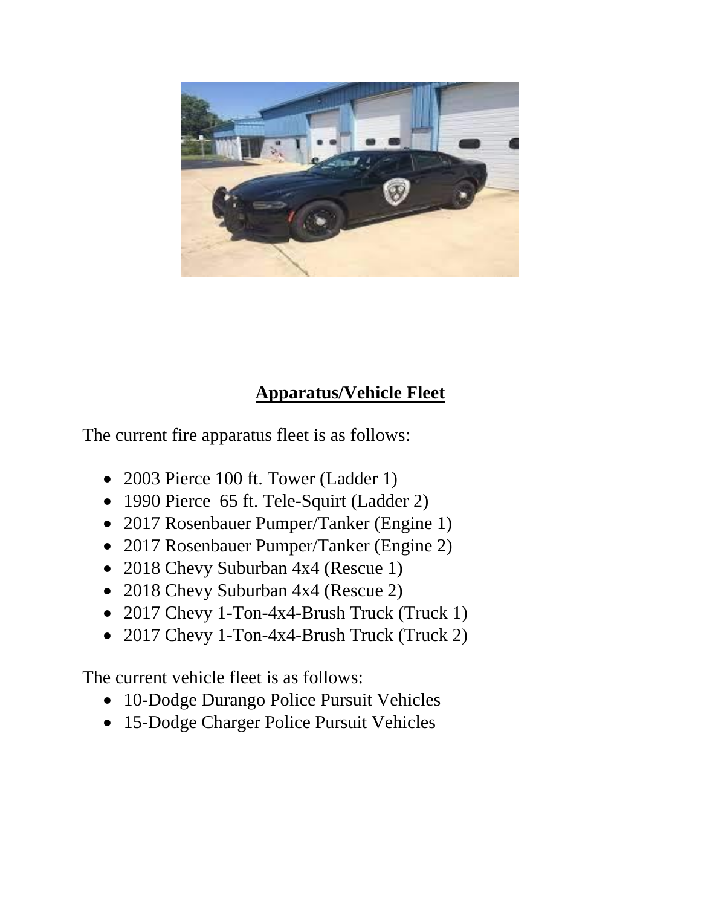## Apparatus/Vehicle Fleet

The current fire apparatus fleet is as follows:

- 2003 Pierce 100 ft. Tower (Ladder 1)
- 1990 Pierce 65 ft. Tele-Squirt (Ladder 2)
- 2017 Rosenbauer Pumper/Tanker (Engine 1)
- 2017 Rosenbauer Pumper/Tanker (Engine 2)
- 2018 Chevy Suburban 4x4 (Rescue 1)
- 2018 Chevy Suburban 4x4 (Rescue 2)
- 2017 Chevy 1-Ton-4x4-Brush Truck (Truck 1)
- 2017 Chevy 1-Ton-4x4-Brush Truck (Truck 2)

The current vehicle fleet is as follows:

- 10-Dodge Durango Police Pursuit Vehicles
- 15-Dodge Charger Police Pursuit Vehicles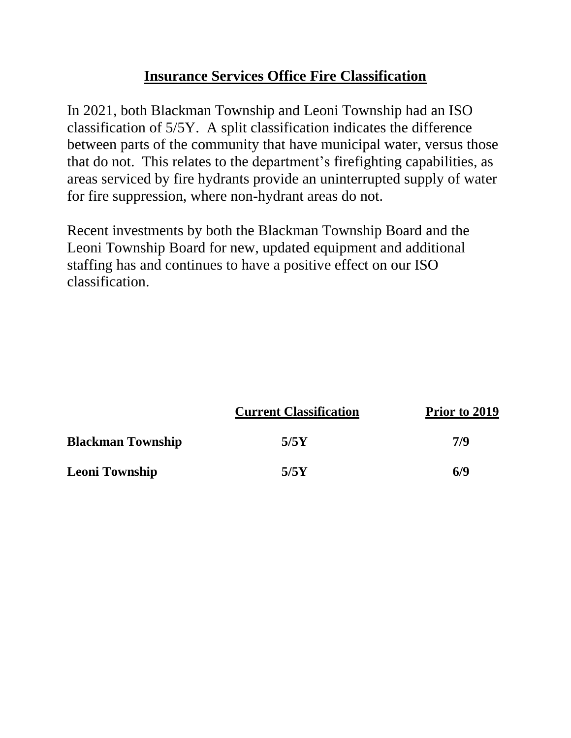## Insurance Services Office Fire Classification

In 2021, both Blackman Township and Leoni Township had an ISO classification of 5/5Y. A split classification indicates the difference between parts of the community that have municipal water, versus those that do not. This relates to the department's firefighting capabilities, as areas serviced by fire hydrants provide an uninterrupted supply of water for fire suppression, where non-hydrant areas do not.

Recent investments by both the Blackman Township Board and the Leoni Township Board for new, updated equipment and additional staffing has and continues to have a positive effect on our ISO classification.

| | Current Classification | Prior to 2019 |
|---|---|---|
| **Blackman Township** | **5/5Y** | **7/9** |
| **Leoni Township** | **5/5Y** | **6/9** |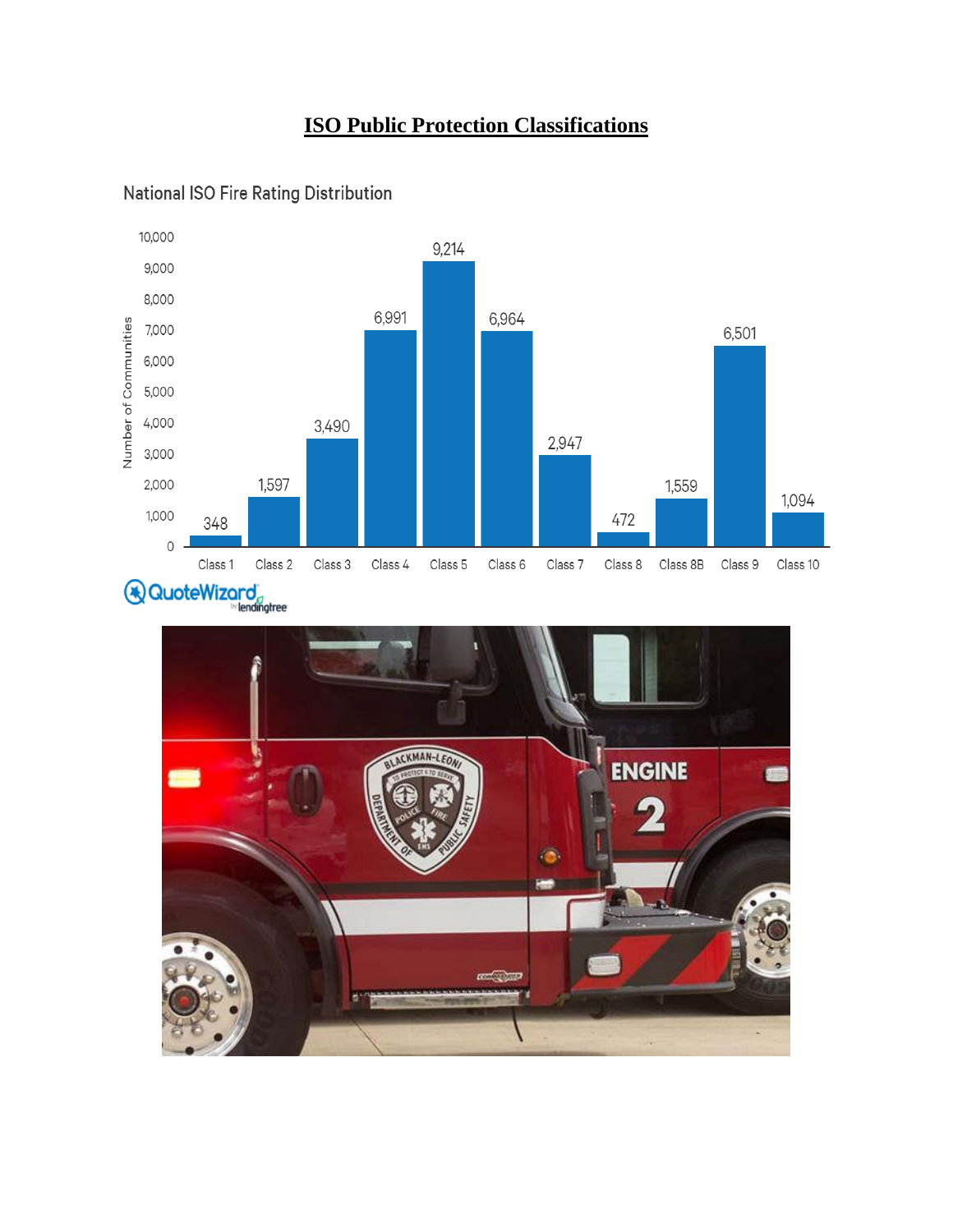# ISO Public Protection Classifications

National ISO Fire Rating Distribution

Number of Communities

10,000
9,000
8,000
7,000
6,000
5,000
4,000
3,000
2,000
1,000
0

348
1,597
3,490
6,991
9,214
6,964
2,947
472
1,559
6,501
1,094

Class 1
Class 2
Class 3
Class 4
Class 5
Class 6
Class 7
Class 8
Class 8B
Class 9
Class 10

QuoteWizard by lendingtree